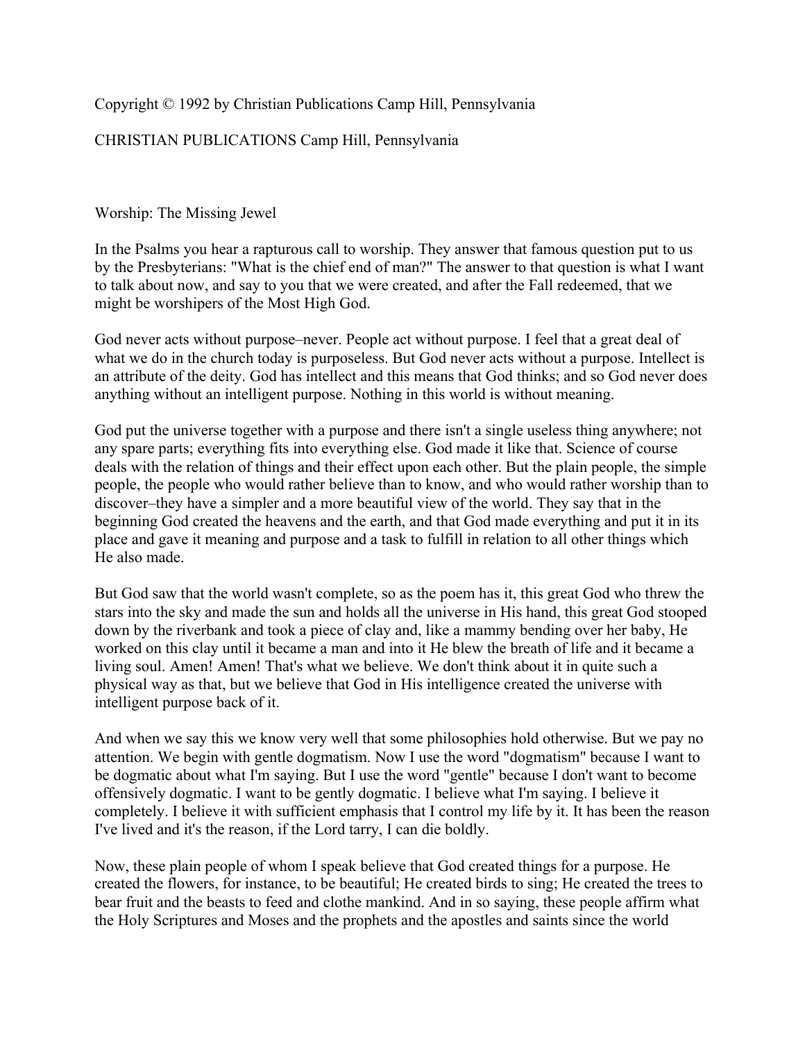Copyright © 1992 by Christian Publications Camp Hill, Pennsylvania

CHRISTIAN PUBLICATIONS Camp Hill, Pennsylvania

# Worship: The Missing Jewel

In the Psalms you hear a rapturous call to worship. They answer that famous question put to us by the Presbyterians: "What is the chief end of man?" The answer to that question is what I want to talk about now, and say to you that we were created, and after the Fall redeemed, that we might be worshipers of the Most High God.

God never acts without purpose–never. People act without purpose. I feel that a great deal of what we do in the church today is purposeless. But God never acts without a purpose. Intellect is an attribute of the deity. God has intellect and this means that God thinks; and so God never does anything without an intelligent purpose. Nothing in this world is without meaning.

God put the universe together with a purpose and there isn't a single useless thing anywhere; not any spare parts; everything fits into everything else. God made it like that. Science of course deals with the relation of things and their effect upon each other. But the plain people, the simple people, the people who would rather believe than to know, and who would rather worship than to discover–they have a simpler and a more beautiful view of the world. They say that in the beginning God created the heavens and the earth, and that God made everything and put it in its place and gave it meaning and purpose and a task to fulfill in relation to all other things which He also made.

But God saw that the world wasn't complete, so as the poem has it, this great God who threw the stars into the sky and made the sun and holds all the universe in His hand, this great God stooped down by the riverbank and took a piece of clay and, like a mammy bending over her baby, He worked on this clay until it became a man and into it He blew the breath of life and it became a living soul. Amen! Amen! That's what we believe. We don't think about it in quite such a physical way as that, but we believe that God in His intelligence created the universe with intelligent purpose back of it.

And when we say this we know very well that some philosophies hold otherwise. But we pay no attention. We begin with gentle dogmatism. Now I use the word "dogmatism" because I want to be dogmatic about what I'm saying. But I use the word "gentle" because I don't want to become offensively dogmatic. I want to be gently dogmatic. I believe what I'm saying. I believe it completely. I believe it with sufficient emphasis that I control my life by it. It has been the reason I've lived and it's the reason, if the Lord tarry, I can die boldly.

Now, these plain people of whom I speak believe that God created things for a purpose. He created the flowers, for instance, to be beautiful; He created birds to sing; He created the trees to bear fruit and the beasts to feed and clothe mankind. And in so saying, these people affirm what the Holy Scriptures and Moses and the prophets and the apostles and saints since the world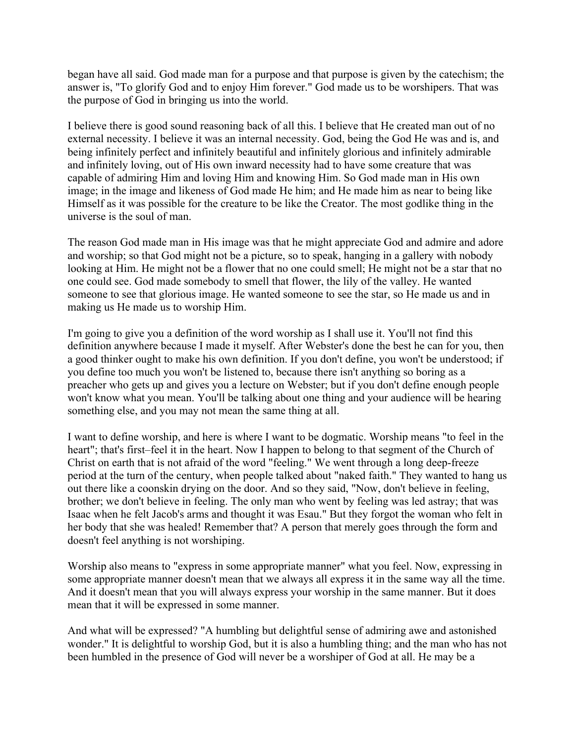began have all said. God made man for a purpose and that purpose is given by the catechism; the answer is, "To glorify God and to enjoy Him forever." God made us to be worshipers. That was the purpose of God in bringing us into the world.

I believe there is good sound reasoning back of all this. I believe that He created man out of no external necessity. I believe it was an internal necessity. God, being the God He was and is, and being infinitely perfect and infinitely beautiful and infinitely glorious and infinitely admirable and infinitely loving, out of His own inward necessity had to have some creature that was capable of admiring Him and loving Him and knowing Him. So God made man in His own image; in the image and likeness of God made He him; and He made him as near to being like Himself as it was possible for the creature to be like the Creator. The most godlike thing in the universe is the soul of man.

The reason God made man in His image was that he might appreciate God and admire and adore and worship; so that God might not be a picture, so to speak, hanging in a gallery with nobody looking at Him. He might not be a flower that no one could smell; He might not be a star that no one could see. God made somebody to smell that flower, the lily of the valley. He wanted someone to see that glorious image. He wanted someone to see the star, so He made us and in making us He made us to worship Him.

I'm going to give you a definition of the word worship as I shall use it. You'll not find this definition anywhere because I made it myself. After Webster's done the best he can for you, then a good thinker ought to make his own definition. If you don't define, you won't be understood; if you define too much you won't be listened to, because there isn't anything so boring as a preacher who gets up and gives you a lecture on Webster; but if you don't define enough people won't know what you mean. You'll be talking about one thing and your audience will be hearing something else, and you may not mean the same thing at all.

I want to define worship, and here is where I want to be dogmatic. Worship means "to feel in the heart"; that's first–feel it in the heart. Now I happen to belong to that segment of the Church of Christ on earth that is not afraid of the word "feeling." We went through a long deep-freeze period at the turn of the century, when people talked about "naked faith." They wanted to hang us out there like a coonskin drying on the door. And so they said, "Now, don't believe in feeling, brother; we don't believe in feeling. The only man who went by feeling was led astray; that was Isaac when he felt Jacob's arms and thought it was Esau." But they forgot the woman who felt in her body that she was healed! Remember that? A person that merely goes through the form and doesn't feel anything is not worshiping.

Worship also means to "express in some appropriate manner" what you feel. Now, expressing in some appropriate manner doesn't mean that we always all express it in the same way all the time. And it doesn't mean that you will always express your worship in the same manner. But it does mean that it will be expressed in some manner.

And what will be expressed? "A humbling but delightful sense of admiring awe and astonished wonder." It is delightful to worship God, but it is also a humbling thing; and the man who has not been humbled in the presence of God will never be a worshiper of God at all. He may be a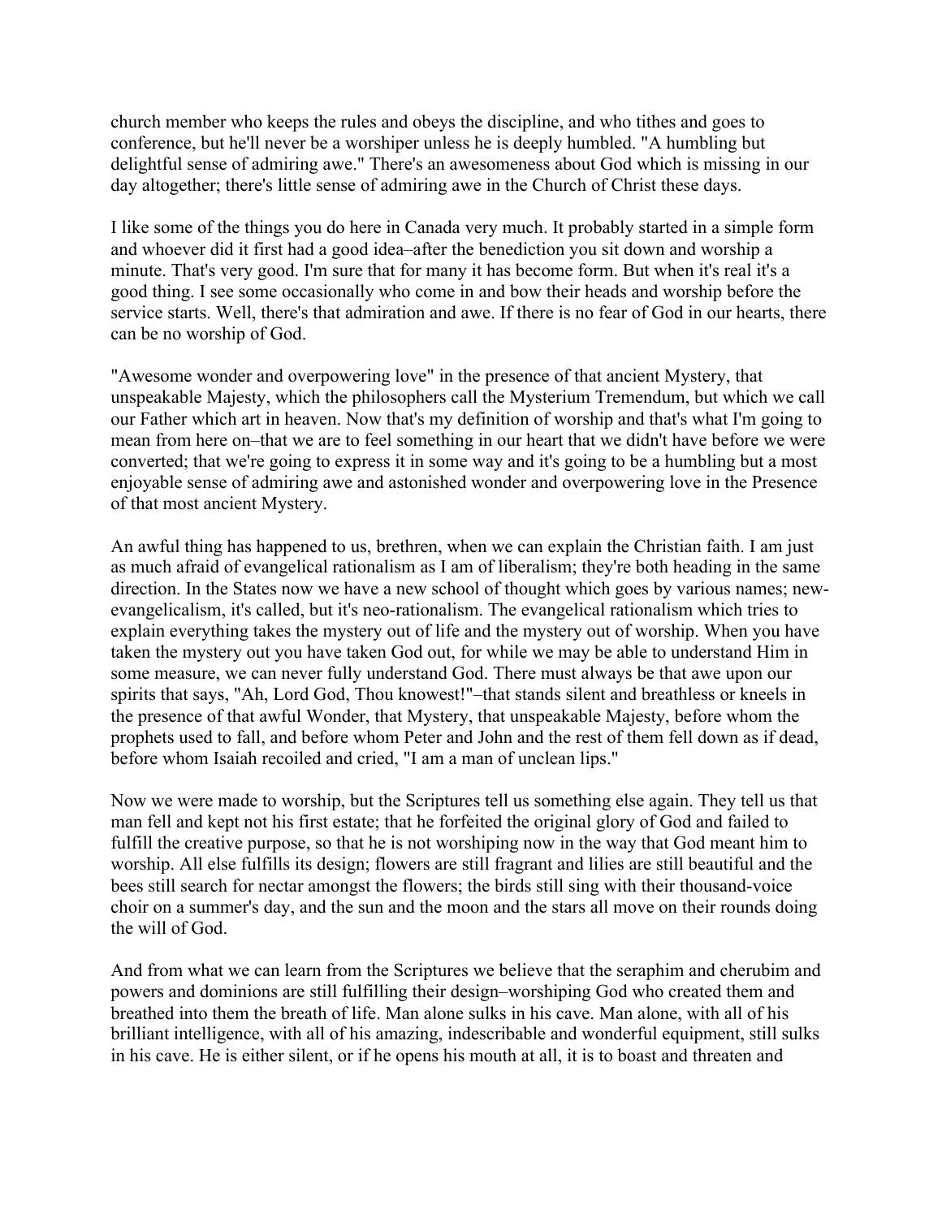church member who keeps the rules and obeys the discipline, and who tithes and goes to conference, but he'll never be a worshiper unless he is deeply humbled. "A humbling but delightful sense of admiring awe." There's an awesomeness about God which is missing in our day altogether; there's little sense of admiring awe in the Church of Christ these days.

I like some of the things you do here in Canada very much. It probably started in a simple form and whoever did it first had a good idea–after the benediction you sit down and worship a minute. That's very good. I'm sure that for many it has become form. But when it's real it's a good thing. I see some occasionally who come in and bow their heads and worship before the service starts. Well, there's that admiration and awe. If there is no fear of God in our hearts, there can be no worship of God.

"Awesome wonder and overpowering love" in the presence of that ancient Mystery, that unspeakable Majesty, which the philosophers call the Mysterium Tremendum, but which we call our Father which art in heaven. Now that's my definition of worship and that's what I'm going to mean from here on–that we are to feel something in our heart that we didn't have before we were converted; that we're going to express it in some way and it's going to be a humbling but a most enjoyable sense of admiring awe and astonished wonder and overpowering love in the Presence of that most ancient Mystery.

An awful thing has happened to us, brethren, when we can explain the Christian faith. I am just as much afraid of evangelical rationalism as I am of liberalism; they're both heading in the same direction. In the States now we have a new school of thought which goes by various names; new-evangelicalism, it's called, but it's neo-rationalism. The evangelical rationalism which tries to explain everything takes the mystery out of life and the mystery out of worship. When you have taken the mystery out you have taken God out, for while we may be able to understand Him in some measure, we can never fully understand God. There must always be that awe upon our spirits that says, "Ah, Lord God, Thou knowest!"–that stands silent and breathless or kneels in the presence of that awful Wonder, that Mystery, that unspeakable Majesty, before whom the prophets used to fall, and before whom Peter and John and the rest of them fell down as if dead, before whom Isaiah recoiled and cried, "I am a man of unclean lips."

Now we were made to worship, but the Scriptures tell us something else again. They tell us that man fell and kept not his first estate; that he forfeited the original glory of God and failed to fulfill the creative purpose, so that he is not worshiping now in the way that God meant him to worship. All else fulfills its design; flowers are still fragrant and lilies are still beautiful and the bees still search for nectar amongst the flowers; the birds still sing with their thousand-voice choir on a summer's day, and the sun and the moon and the stars all move on their rounds doing the will of God.

And from what we can learn from the Scriptures we believe that the seraphim and cherubim and powers and dominions are still fulfilling their design–worshiping God who created them and breathed into them the breath of life. Man alone sulks in his cave. Man alone, with all of his brilliant intelligence, with all of his amazing, indescribable and wonderful equipment, still sulks in his cave. He is either silent, or if he opens his mouth at all, it is to boast and threaten and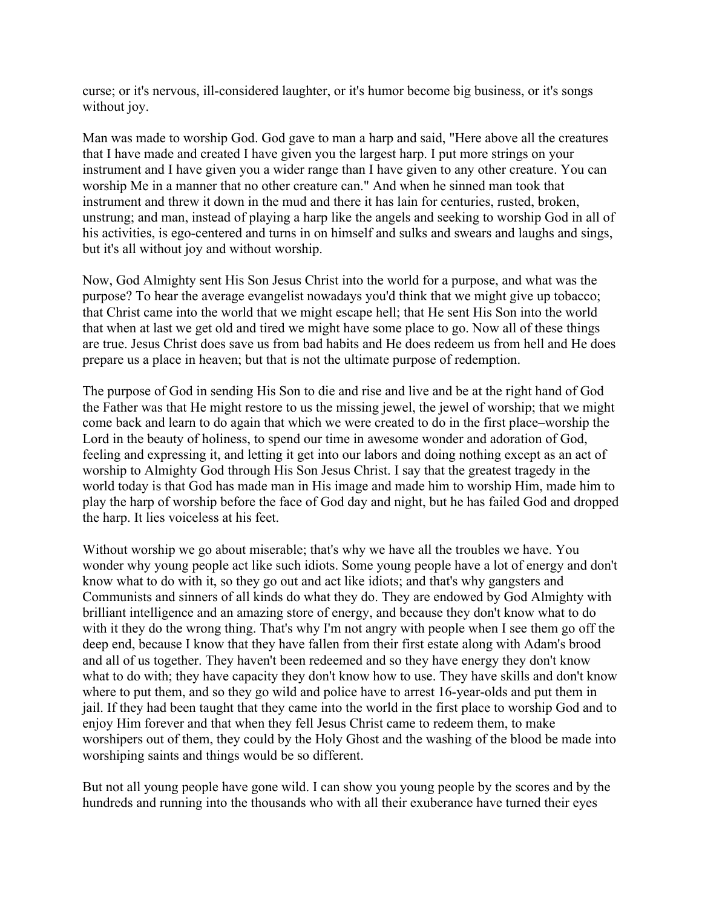curse; or it's nervous, ill-considered laughter, or it's humor become big business, or it's songs without joy.

Man was made to worship God. God gave to man a harp and said, "Here above all the creatures that I have made and created I have given you the largest harp. I put more strings on your instrument and I have given you a wider range than I have given to any other creature. You can worship Me in a manner that no other creature can." And when he sinned man took that instrument and threw it down in the mud and there it has lain for centuries, rusted, broken, unstrung; and man, instead of playing a harp like the angels and seeking to worship God in all of his activities, is ego-centered and turns in on himself and sulks and swears and laughs and sings, but it's all without joy and without worship.

Now, God Almighty sent His Son Jesus Christ into the world for a purpose, and what was the purpose? To hear the average evangelist nowadays you'd think that we might give up tobacco; that Christ came into the world that we might escape hell; that He sent His Son into the world that when at last we get old and tired we might have some place to go. Now all of these things are true. Jesus Christ does save us from bad habits and He does redeem us from hell and He does prepare us a place in heaven; but that is not the ultimate purpose of redemption.

The purpose of God in sending His Son to die and rise and live and be at the right hand of God the Father was that He might restore to us the missing jewel, the jewel of worship; that we might come back and learn to do again that which we were created to do in the first place–worship the Lord in the beauty of holiness, to spend our time in awesome wonder and adoration of God, feeling and expressing it, and letting it get into our labors and doing nothing except as an act of worship to Almighty God through His Son Jesus Christ. I say that the greatest tragedy in the world today is that God has made man in His image and made him to worship Him, made him to play the harp of worship before the face of God day and night, but he has failed God and dropped the harp. It lies voiceless at his feet.

Without worship we go about miserable; that's why we have all the troubles we have. You wonder why young people act like such idiots. Some young people have a lot of energy and don't know what to do with it, so they go out and act like idiots; and that's why gangsters and Communists and sinners of all kinds do what they do. They are endowed by God Almighty with brilliant intelligence and an amazing store of energy, and because they don't know what to do with it they do the wrong thing. That's why I'm not angry with people when I see them go off the deep end, because I know that they have fallen from their first estate along with Adam's brood and all of us together. They haven't been redeemed and so they have energy they don't know what to do with; they have capacity they don't know how to use. They have skills and don't know where to put them, and so they go wild and police have to arrest 16-year-olds and put them in jail. If they had been taught that they came into the world in the first place to worship God and to enjoy Him forever and that when they fell Jesus Christ came to redeem them, to make worshipers out of them, they could by the Holy Ghost and the washing of the blood be made into worshiping saints and things would be so different.

But not all young people have gone wild. I can show you young people by the scores and by the hundreds and running into the thousands who with all their exuberance have turned their eyes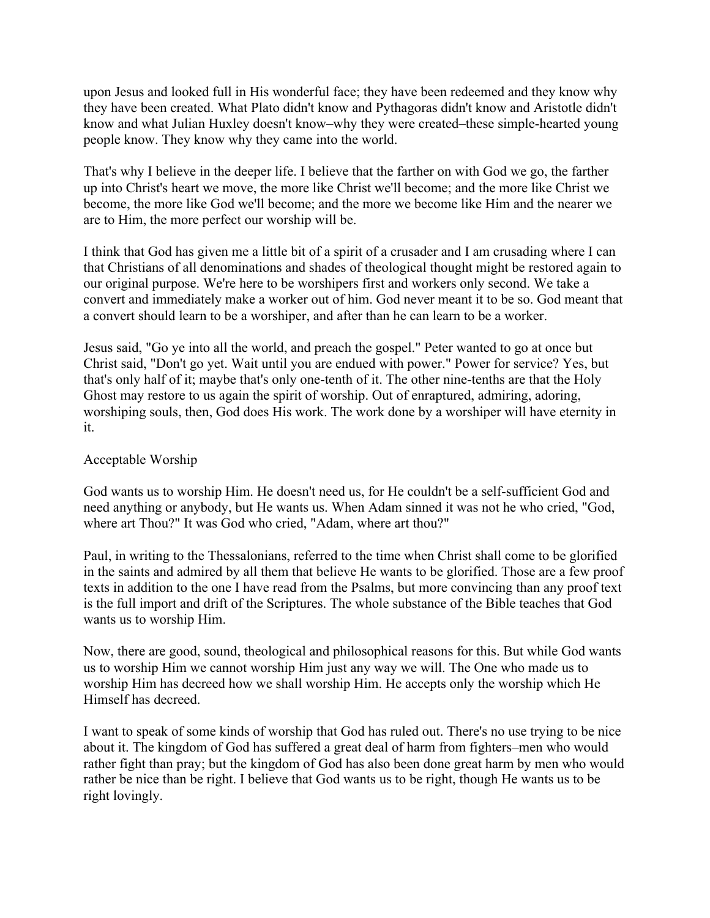upon Jesus and looked full in His wonderful face; they have been redeemed and they know why they have been created. What Plato didn't know and Pythagoras didn't know and Aristotle didn't know and what Julian Huxley doesn't know–why they were created–these simple-hearted young people know. They know why they came into the world.

That's why I believe in the deeper life. I believe that the farther on with God we go, the farther up into Christ's heart we move, the more like Christ we'll become; and the more like Christ we become, the more like God we'll become; and the more we become like Him and the nearer we are to Him, the more perfect our worship will be.

I think that God has given me a little bit of a spirit of a crusader and I am crusading where I can that Christians of all denominations and shades of theological thought might be restored again to our original purpose. We're here to be worshipers first and workers only second. We take a convert and immediately make a worker out of him. God never meant it to be so. God meant that a convert should learn to be a worshiper, and after than he can learn to be a worker.

Jesus said, "Go ye into all the world, and preach the gospel." Peter wanted to go at once but Christ said, "Don't go yet. Wait until you are endued with power." Power for service? Yes, but that's only half of it; maybe that's only one-tenth of it. The other nine-tenths are that the Holy Ghost may restore to us again the spirit of worship. Out of enraptured, admiring, adoring, worshiping souls, then, God does His work. The work done by a worshiper will have eternity in it.

## Acceptable Worship

God wants us to worship Him. He doesn't need us, for He couldn't be a self-sufficient God and need anything or anybody, but He wants us. When Adam sinned it was not he who cried, "God, where art Thou?" It was God who cried, "Adam, where art thou?"

Paul, in writing to the Thessalonians, referred to the time when Christ shall come to be glorified in the saints and admired by all them that believe He wants to be glorified. Those are a few proof texts in addition to the one I have read from the Psalms, but more convincing than any proof text is the full import and drift of the Scriptures. The whole substance of the Bible teaches that God wants us to worship Him.

Now, there are good, sound, theological and philosophical reasons for this. But while God wants us to worship Him we cannot worship Him just any way we will. The One who made us to worship Him has decreed how we shall worship Him. He accepts only the worship which He Himself has decreed.

I want to speak of some kinds of worship that God has ruled out. There's no use trying to be nice about it. The kingdom of God has suffered a great deal of harm from fighters–men who would rather fight than pray; but the kingdom of God has also been done great harm by men who would rather be nice than be right. I believe that God wants us to be right, though He wants us to be right lovingly.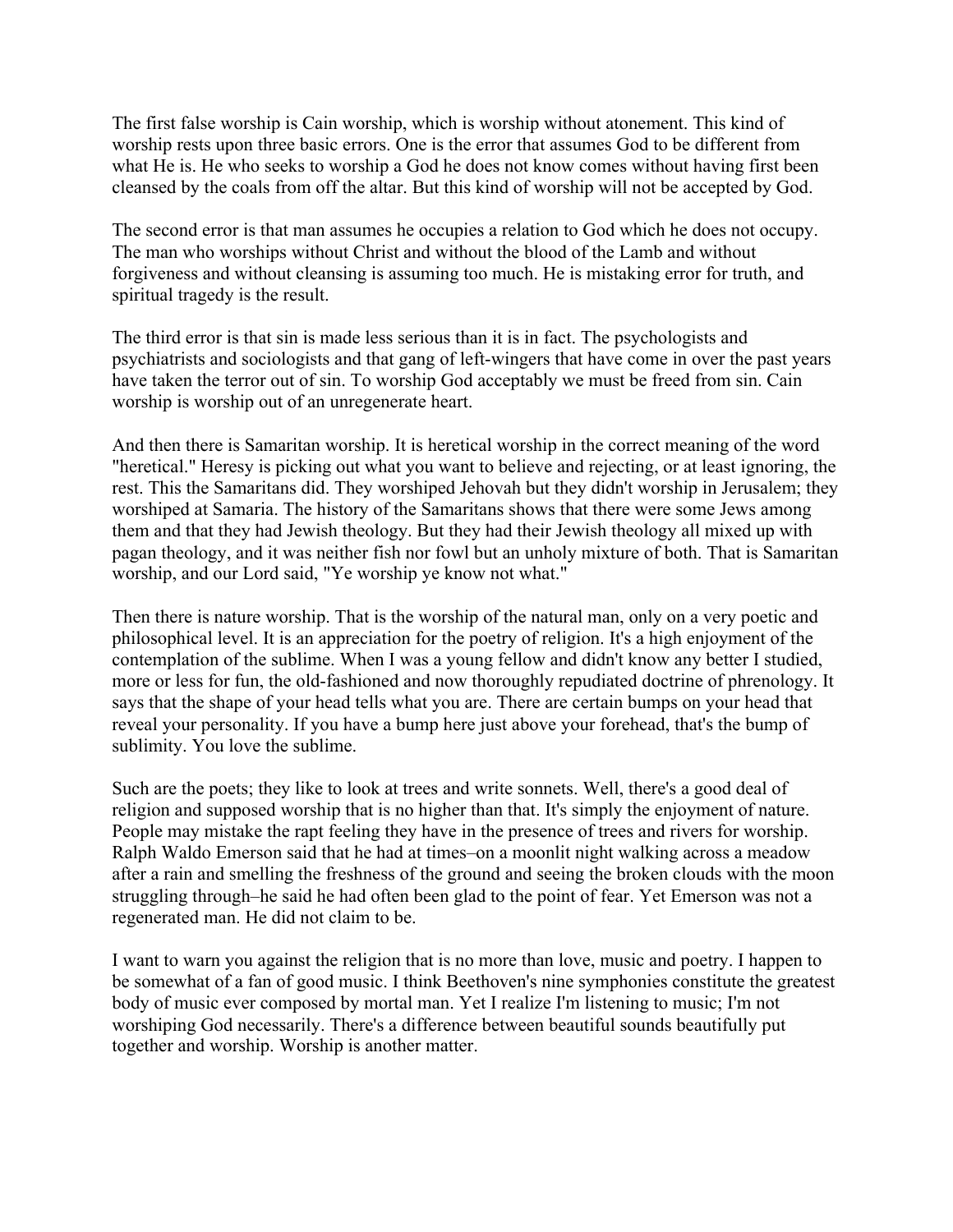The first false worship is Cain worship, which is worship without atonement. This kind of worship rests upon three basic errors. One is the error that assumes God to be different from what He is. He who seeks to worship a God he does not know comes without having first been cleansed by the coals from off the altar. But this kind of worship will not be accepted by God.

The second error is that man assumes he occupies a relation to God which he does not occupy. The man who worships without Christ and without the blood of the Lamb and without forgiveness and without cleansing is assuming too much. He is mistaking error for truth, and spiritual tragedy is the result.

The third error is that sin is made less serious than it is in fact. The psychologists and psychiatrists and sociologists and that gang of left-wingers that have come in over the past years have taken the terror out of sin. To worship God acceptably we must be freed from sin. Cain worship is worship out of an unregenerate heart.

And then there is Samaritan worship. It is heretical worship in the correct meaning of the word "heretical." Heresy is picking out what you want to believe and rejecting, or at least ignoring, the rest. This the Samaritans did. They worshiped Jehovah but they didn't worship in Jerusalem; they worshiped at Samaria. The history of the Samaritans shows that there were some Jews among them and that they had Jewish theology. But they had their Jewish theology all mixed up with pagan theology, and it was neither fish nor fowl but an unholy mixture of both. That is Samaritan worship, and our Lord said, "Ye worship ye know not what."

Then there is nature worship. That is the worship of the natural man, only on a very poetic and philosophical level. It is an appreciation for the poetry of religion. It's a high enjoyment of the contemplation of the sublime. When I was a young fellow and didn't know any better I studied, more or less for fun, the old-fashioned and now thoroughly repudiated doctrine of phrenology. It says that the shape of your head tells what you are. There are certain bumps on your head that reveal your personality. If you have a bump here just above your forehead, that's the bump of sublimity. You love the sublime.

Such are the poets; they like to look at trees and write sonnets. Well, there's a good deal of religion and supposed worship that is no higher than that. It's simply the enjoyment of nature. People may mistake the rapt feeling they have in the presence of trees and rivers for worship. Ralph Waldo Emerson said that he had at times–on a moonlit night walking across a meadow after a rain and smelling the freshness of the ground and seeing the broken clouds with the moon struggling through–he said he had often been glad to the point of fear. Yet Emerson was not a regenerated man. He did not claim to be.

I want to warn you against the religion that is no more than love, music and poetry. I happen to be somewhat of a fan of good music. I think Beethoven's nine symphonies constitute the greatest body of music ever composed by mortal man. Yet I realize I'm listening to music; I'm not worshiping God necessarily. There's a difference between beautiful sounds beautifully put together and worship. Worship is another matter.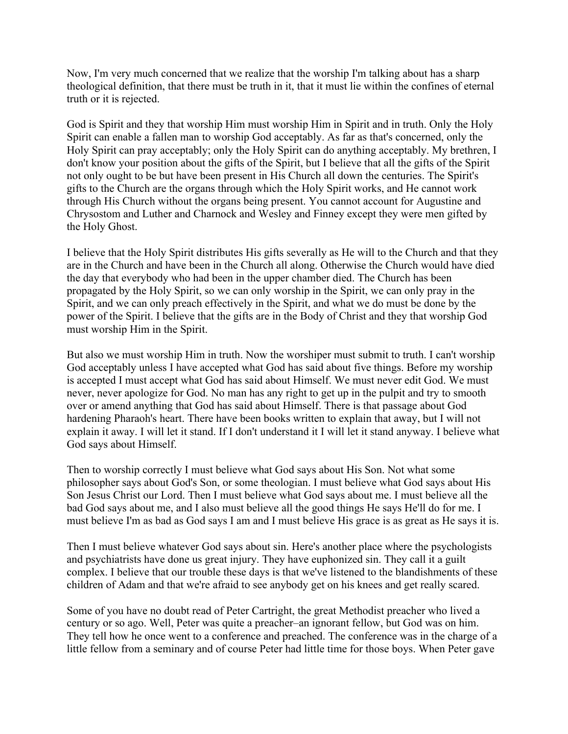Now, I'm very much concerned that we realize that the worship I'm talking about has a sharp theological definition, that there must be truth in it, that it must lie within the confines of eternal truth or it is rejected.

God is Spirit and they that worship Him must worship Him in Spirit and in truth. Only the Holy Spirit can enable a fallen man to worship God acceptably. As far as that's concerned, only the Holy Spirit can pray acceptably; only the Holy Spirit can do anything acceptably. My brethren, I don't know your position about the gifts of the Spirit, but I believe that all the gifts of the Spirit not only ought to be but have been present in His Church all down the centuries. The Spirit's gifts to the Church are the organs through which the Holy Spirit works, and He cannot work through His Church without the organs being present. You cannot account for Augustine and Chrysostom and Luther and Charnock and Wesley and Finney except they were men gifted by the Holy Ghost.

I believe that the Holy Spirit distributes His gifts severally as He will to the Church and that they are in the Church and have been in the Church all along. Otherwise the Church would have died the day that everybody who had been in the upper chamber died. The Church has been propagated by the Holy Spirit, so we can only worship in the Spirit, we can only pray in the Spirit, and we can only preach effectively in the Spirit, and what we do must be done by the power of the Spirit. I believe that the gifts are in the Body of Christ and they that worship God must worship Him in the Spirit.

But also we must worship Him in truth. Now the worshiper must submit to truth. I can't worship God acceptably unless I have accepted what God has said about five things. Before my worship is accepted I must accept what God has said about Himself. We must never edit God. We must never, never apologize for God. No man has any right to get up in the pulpit and try to smooth over or amend anything that God has said about Himself. There is that passage about God hardening Pharaoh's heart. There have been books written to explain that away, but I will not explain it away. I will let it stand. If I don't understand it I will let it stand anyway. I believe what God says about Himself.

Then to worship correctly I must believe what God says about His Son. Not what some philosopher says about God's Son, or some theologian. I must believe what God says about His Son Jesus Christ our Lord. Then I must believe what God says about me. I must believe all the bad God says about me, and I also must believe all the good things He says He'll do for me. I must believe I'm as bad as God says I am and I must believe His grace is as great as He says it is.

Then I must believe whatever God says about sin. Here's another place where the psychologists and psychiatrists have done us great injury. They have euphonized sin. They call it a guilt complex. I believe that our trouble these days is that we've listened to the blandishments of these children of Adam and that we're afraid to see anybody get on his knees and get really scared.

Some of you have no doubt read of Peter Cartright, the great Methodist preacher who lived a century or so ago. Well, Peter was quite a preacher–an ignorant fellow, but God was on him. They tell how he once went to a conference and preached. The conference was in the charge of a little fellow from a seminary and of course Peter had little time for those boys. When Peter gave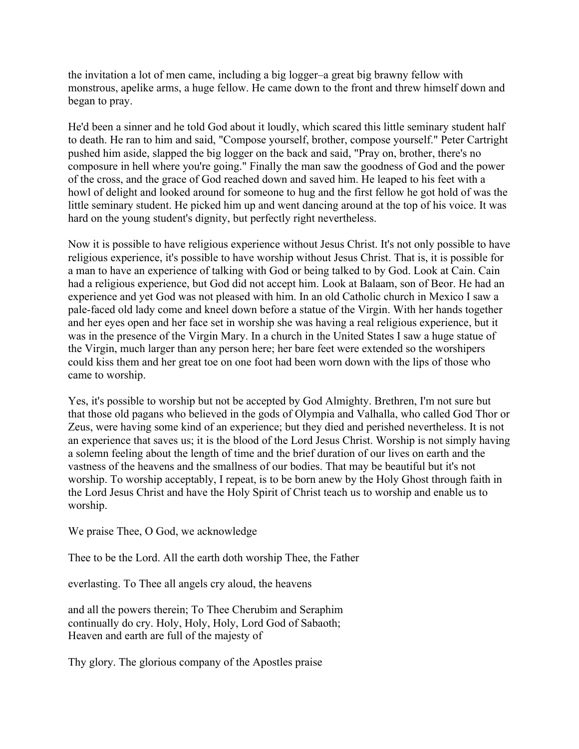the invitation a lot of men came, including a big logger–a great big brawny fellow with monstrous, apelike arms, a huge fellow. He came down to the front and threw himself down and began to pray.

He'd been a sinner and he told God about it loudly, which scared this little seminary student half to death. He ran to him and said, "Compose yourself, brother, compose yourself." Peter Cartright pushed him aside, slapped the big logger on the back and said, "Pray on, brother, there's no composure in hell where you're going." Finally the man saw the goodness of God and the power of the cross, and the grace of God reached down and saved him. He leaped to his feet with a howl of delight and looked around for someone to hug and the first fellow he got hold of was the little seminary student. He picked him up and went dancing around at the top of his voice. It was hard on the young student's dignity, but perfectly right nevertheless.

Now it is possible to have religious experience without Jesus Christ. It's not only possible to have religious experience, it's possible to have worship without Jesus Christ. That is, it is possible for a man to have an experience of talking with God or being talked to by God. Look at Cain. Cain had a religious experience, but God did not accept him. Look at Balaam, son of Beor. He had an experience and yet God was not pleased with him. In an old Catholic church in Mexico I saw a pale-faced old lady come and kneel down before a statue of the Virgin. With her hands together and her eyes open and her face set in worship she was having a real religious experience, but it was in the presence of the Virgin Mary. In a church in the United States I saw a huge statue of the Virgin, much larger than any person here; her bare feet were extended so the worshipers could kiss them and her great toe on one foot had been worn down with the lips of those who came to worship.

Yes, it's possible to worship but not be accepted by God Almighty. Brethren, I'm not sure but that those old pagans who believed in the gods of Olympia and Valhalla, who called God Thor or Zeus, were having some kind of an experience; but they died and perished nevertheless. It is not an experience that saves us; it is the blood of the Lord Jesus Christ. Worship is not simply having a solemn feeling about the length of time and the brief duration of our lives on earth and the vastness of the heavens and the smallness of our bodies. That may be beautiful but it's not worship. To worship acceptably, I repeat, is to be born anew by the Holy Ghost through faith in the Lord Jesus Christ and have the Holy Spirit of Christ teach us to worship and enable us to worship.

We praise Thee, O God, we acknowledge

Thee to be the Lord. All the earth doth worship Thee, the Father

everlasting. To Thee all angels cry aloud, the heavens

and all the powers therein; To Thee Cherubim and Seraphim
continually do cry. Holy, Holy, Holy, Lord God of Sabaoth;
Heaven and earth are full of the majesty of

Thy glory. The glorious company of the Apostles praise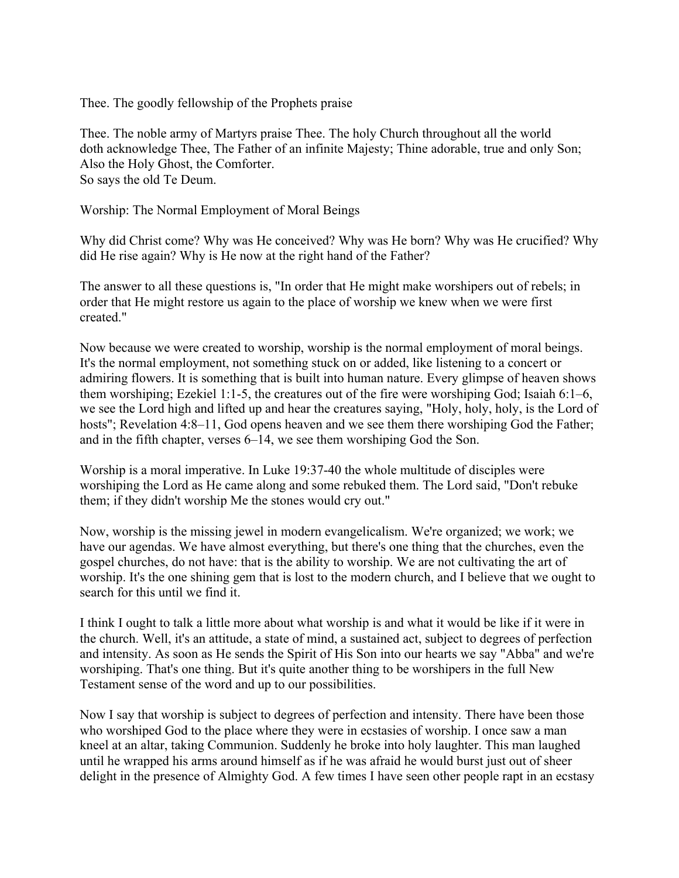Thee. The goodly fellowship of the Prophets praise

Thee. The noble army of Martyrs praise Thee. The holy Church throughout all the world doth acknowledge Thee, The Father of an infinite Majesty; Thine adorable, true and only Son; Also the Holy Ghost, the Comforter.
So says the old Te Deum.

## Worship: The Normal Employment of Moral Beings

Why did Christ come? Why was He conceived? Why was He born? Why was He crucified? Why did He rise again? Why is He now at the right hand of the Father?

The answer to all these questions is, "In order that He might make worshipers out of rebels; in order that He might restore us again to the place of worship we knew when we were first created."

Now because we were created to worship, worship is the normal employment of moral beings. It's the normal employment, not something stuck on or added, like listening to a concert or admiring flowers. It is something that is built into human nature. Every glimpse of heaven shows them worshiping; Ezekiel 1:1-5, the creatures out of the fire were worshiping God; Isaiah 6:1–6, we see the Lord high and lifted up and hear the creatures saying, "Holy, holy, holy, is the Lord of hosts"; Revelation 4:8–11, God opens heaven and we see them there worshiping God the Father; and in the fifth chapter, verses 6–14, we see them worshiping God the Son.

Worship is a moral imperative. In Luke 19:37-40 the whole multitude of disciples were worshiping the Lord as He came along and some rebuked them. The Lord said, "Don't rebuke them; if they didn't worship Me the stones would cry out."

Now, worship is the missing jewel in modern evangelicalism. We're organized; we work; we have our agendas. We have almost everything, but there's one thing that the churches, even the gospel churches, do not have: that is the ability to worship. We are not cultivating the art of worship. It's the one shining gem that is lost to the modern church, and I believe that we ought to search for this until we find it.

I think I ought to talk a little more about what worship is and what it would be like if it were in the church. Well, it's an attitude, a state of mind, a sustained act, subject to degrees of perfection and intensity. As soon as He sends the Spirit of His Son into our hearts we say "Abba" and we're worshiping. That's one thing. But it's quite another thing to be worshipers in the full New Testament sense of the word and up to our possibilities.

Now I say that worship is subject to degrees of perfection and intensity. There have been those who worshiped God to the place where they were in ecstasies of worship. I once saw a man kneel at an altar, taking Communion. Suddenly he broke into holy laughter. This man laughed until he wrapped his arms around himself as if he was afraid he would burst just out of sheer delight in the presence of Almighty God. A few times I have seen other people rapt in an ecstasy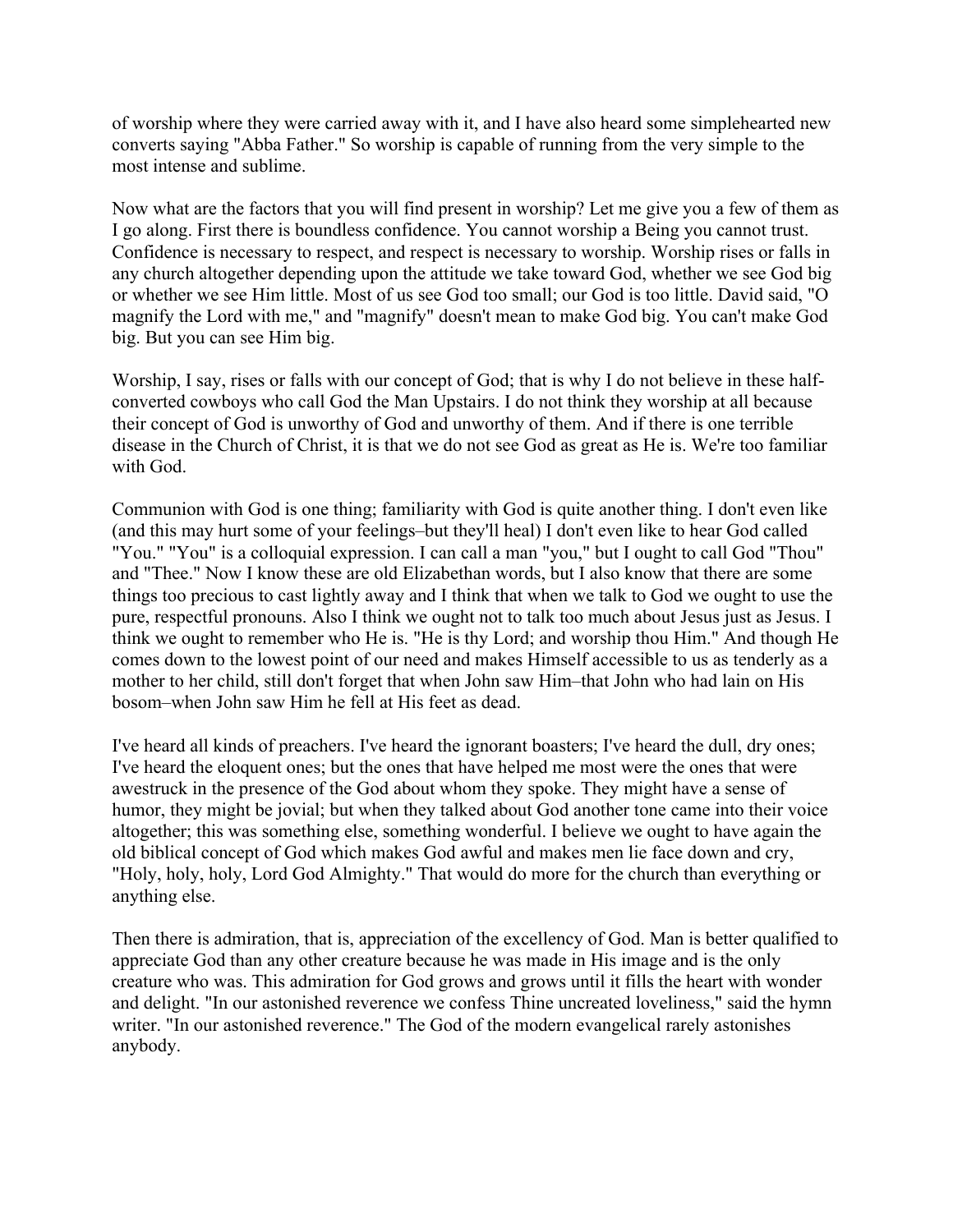of worship where they were carried away with it, and I have also heard some simplehearted new converts saying "Abba Father." So worship is capable of running from the very simple to the most intense and sublime.

Now what are the factors that you will find present in worship? Let me give you a few of them as I go along. First there is boundless confidence. You cannot worship a Being you cannot trust. Confidence is necessary to respect, and respect is necessary to worship. Worship rises or falls in any church altogether depending upon the attitude we take toward God, whether we see God big or whether we see Him little. Most of us see God too small; our God is too little. David said, "O magnify the Lord with me," and "magnify" doesn't mean to make God big. You can't make God big. But you can see Him big.

Worship, I say, rises or falls with our concept of God; that is why I do not believe in these half-converted cowboys who call God the Man Upstairs. I do not think they worship at all because their concept of God is unworthy of God and unworthy of them. And if there is one terrible disease in the Church of Christ, it is that we do not see God as great as He is. We're too familiar with God.

Communion with God is one thing; familiarity with God is quite another thing. I don't even like (and this may hurt some of your feelings–but they'll heal) I don't even like to hear God called "You." "You" is a colloquial expression. I can call a man "you," but I ought to call God "Thou" and "Thee." Now I know these are old Elizabethan words, but I also know that there are some things too precious to cast lightly away and I think that when we talk to God we ought to use the pure, respectful pronouns. Also I think we ought not to talk too much about Jesus just as Jesus. I think we ought to remember who He is. "He is thy Lord; and worship thou Him." And though He comes down to the lowest point of our need and makes Himself accessible to us as tenderly as a mother to her child, still don't forget that when John saw Him–that John who had lain on His bosom–when John saw Him he fell at His feet as dead.

I've heard all kinds of preachers. I've heard the ignorant boasters; I've heard the dull, dry ones; I've heard the eloquent ones; but the ones that have helped me most were the ones that were awestruck in the presence of the God about whom they spoke. They might have a sense of humor, they might be jovial; but when they talked about God another tone came into their voice altogether; this was something else, something wonderful. I believe we ought to have again the old biblical concept of God which makes God awful and makes men lie face down and cry, "Holy, holy, holy, Lord God Almighty." That would do more for the church than everything or anything else.

Then there is admiration, that is, appreciation of the excellency of God. Man is better qualified to appreciate God than any other creature because he was made in His image and is the only creature who was. This admiration for God grows and grows until it fills the heart with wonder and delight. "In our astonished reverence we confess Thine uncreated loveliness," said the hymn writer. "In our astonished reverence." The God of the modern evangelical rarely astonishes anybody.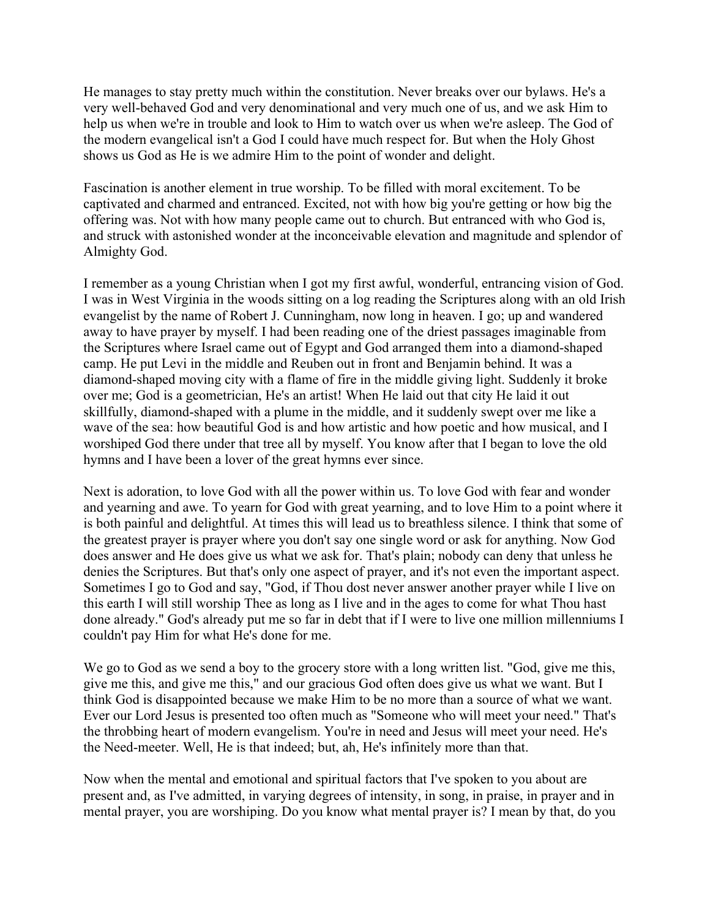He manages to stay pretty much within the constitution. Never breaks over our bylaws. He's a very well-behaved God and very denominational and very much one of us, and we ask Him to help us when we're in trouble and look to Him to watch over us when we're asleep. The God of the modern evangelical isn't a God I could have much respect for. But when the Holy Ghost shows us God as He is we admire Him to the point of wonder and delight.

Fascination is another element in true worship. To be filled with moral excitement. To be captivated and charmed and entranced. Excited, not with how big you're getting or how big the offering was. Not with how many people came out to church. But entranced with who God is, and struck with astonished wonder at the inconceivable elevation and magnitude and splendor of Almighty God.

I remember as a young Christian when I got my first awful, wonderful, entrancing vision of God. I was in West Virginia in the woods sitting on a log reading the Scriptures along with an old Irish evangelist by the name of Robert J. Cunningham, now long in heaven. I go; up and wandered away to have prayer by myself. I had been reading one of the driest passages imaginable from the Scriptures where Israel came out of Egypt and God arranged them into a diamond-shaped camp. He put Levi in the middle and Reuben out in front and Benjamin behind. It was a diamond-shaped moving city with a flame of fire in the middle giving light. Suddenly it broke over me; God is a geometrician, He's an artist! When He laid out that city He laid it out skillfully, diamond-shaped with a plume in the middle, and it suddenly swept over me like a wave of the sea: how beautiful God is and how artistic and how poetic and how musical, and I worshiped God there under that tree all by myself. You know after that I began to love the old hymns and I have been a lover of the great hymns ever since.

Next is adoration, to love God with all the power within us. To love God with fear and wonder and yearning and awe. To yearn for God with great yearning, and to love Him to a point where it is both painful and delightful. At times this will lead us to breathless silence. I think that some of the greatest prayer is prayer where you don't say one single word or ask for anything. Now God does answer and He does give us what we ask for. That's plain; nobody can deny that unless he denies the Scriptures. But that's only one aspect of prayer, and it's not even the important aspect. Sometimes I go to God and say, "God, if Thou dost never answer another prayer while I live on this earth I will still worship Thee as long as I live and in the ages to come for what Thou hast done already." God's already put me so far in debt that if I were to live one million millenniums I couldn't pay Him for what He's done for me.

We go to God as we send a boy to the grocery store with a long written list. "God, give me this, give me this, and give me this," and our gracious God often does give us what we want. But I think God is disappointed because we make Him to be no more than a source of what we want. Ever our Lord Jesus is presented too often much as "Someone who will meet your need." That's the throbbing heart of modern evangelism. You're in need and Jesus will meet your need. He's the Need-meeter. Well, He is that indeed; but, ah, He's infinitely more than that.

Now when the mental and emotional and spiritual factors that I've spoken to you about are present and, as I've admitted, in varying degrees of intensity, in song, in praise, in prayer and in mental prayer, you are worshiping. Do you know what mental prayer is? I mean by that, do you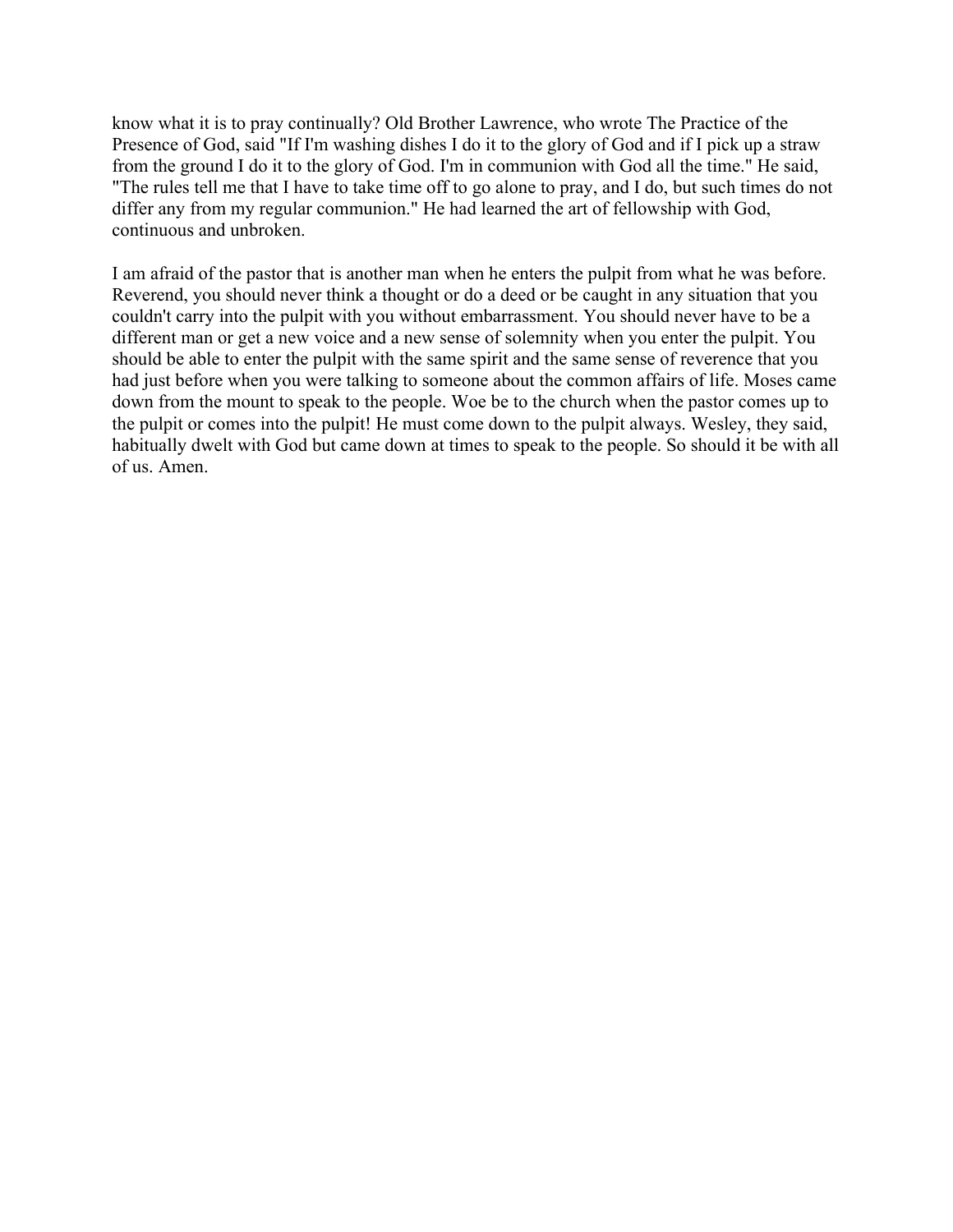know what it is to pray continually? Old Brother Lawrence, who wrote The Practice of the Presence of God, said "If I'm washing dishes I do it to the glory of God and if I pick up a straw from the ground I do it to the glory of God. I'm in communion with God all the time." He said, "The rules tell me that I have to take time off to go alone to pray, and I do, but such times do not differ any from my regular communion." He had learned the art of fellowship with God, continuous and unbroken.

I am afraid of the pastor that is another man when he enters the pulpit from what he was before. Reverend, you should never think a thought or do a deed or be caught in any situation that you couldn't carry into the pulpit with you without embarrassment. You should never have to be a different man or get a new voice and a new sense of solemnity when you enter the pulpit. You should be able to enter the pulpit with the same spirit and the same sense of reverence that you had just before when you were talking to someone about the common affairs of life. Moses came down from the mount to speak to the people. Woe be to the church when the pastor comes up to the pulpit or comes into the pulpit! He must come down to the pulpit always. Wesley, they said, habitually dwelt with God but came down at times to speak to the people. So should it be with all of us. Amen.